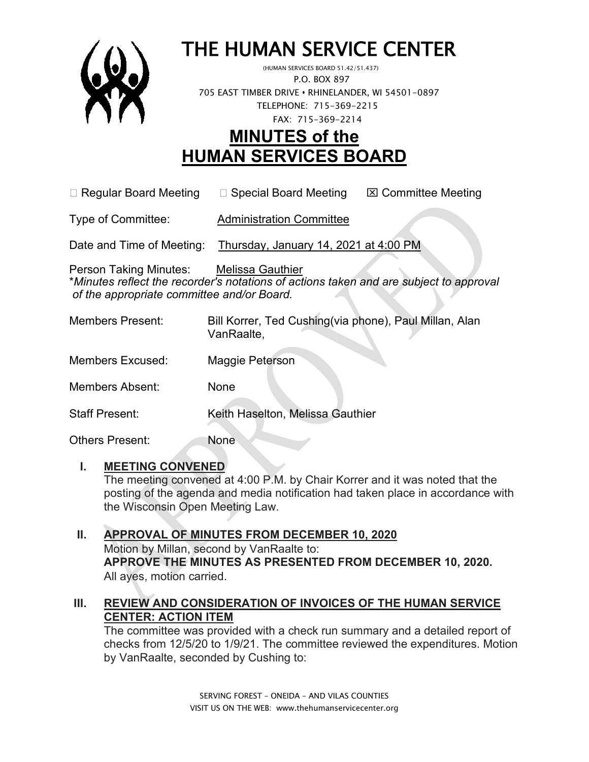# THE HUMAN SERVICE CENTER

(HUMAN SERVICES BOARD 51.42/51.437)
P.O. BOX 897
705 EAST TIMBER DRIVE • RHINELANDER, WI 54501-0897
TELEPHONE: 715-369-2215
FAX: 715-369-2214

# MINUTES of the HUMAN SERVICES BOARD

☐ Regular Board Meeting ☐ Special Board Meeting ☒ Committee Meeting

Type of Committee: Administration Committee

Date and Time of Meeting: Thursday, January 14, 2021 at 4:00 PM

Person Taking Minutes: Melissa Gauthier
**Minutes reflect the recorder's notations of actions taken and are subject to approval of the appropriate committee and/or Board.*

Members Present: Bill Korrer, Ted Cushing(via phone), Paul Millan, Alan VanRaalte,

Members Excused: Maggie Peterson

Members Absent: None

Staff Present: Keith Haselton, Melissa Gauthier

Others Present: None

## I. MEETING CONVENED

The meeting convened at 4:00 P.M. by Chair Korrer and it was noted that the posting of the agenda and media notification had taken place in accordance with the Wisconsin Open Meeting Law.

## II. APPROVAL OF MINUTES FROM DECEMBER 10, 2020

Motion by Millan, second by VanRaalte to:
**APPROVE THE MINUTES AS PRESENTED FROM DECEMBER 10, 2020.**
All ayes, motion carried.

## III. REVIEW AND CONSIDERATION OF INVOICES OF THE HUMAN SERVICE CENTER: ACTION ITEM

The committee was provided with a check run summary and a detailed report of checks from 12/5/20 to 1/9/21. The committee reviewed the expenditures. Motion by VanRaalte, seconded by Cushing to:

SERVING FOREST – ONEIDA – AND VILAS COUNTIES
VISIT US ON THE WEB: www.thehumanservicecenter.org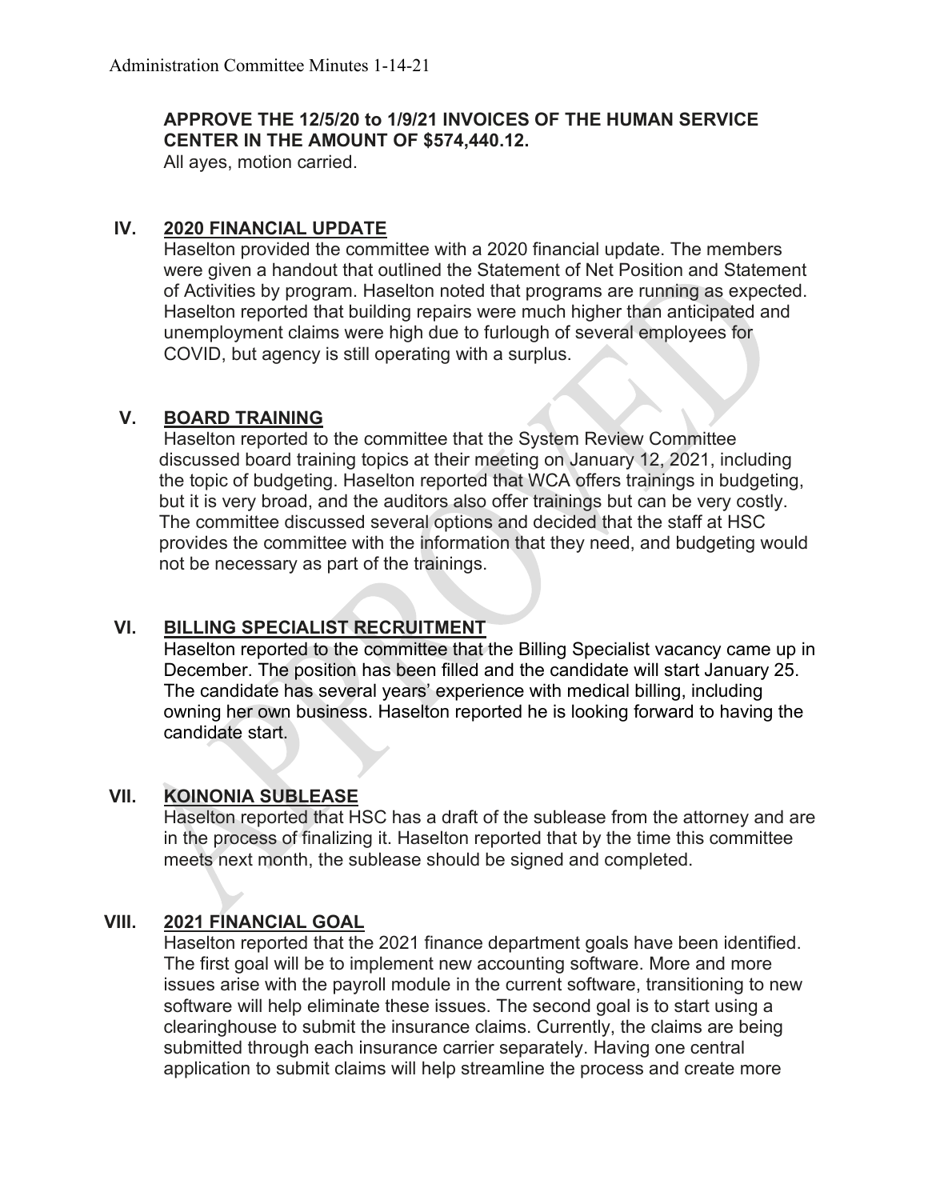**APPROVE THE 12/5/20 to 1/9/21 INVOICES OF THE HUMAN SERVICE CENTER IN THE AMOUNT OF $574,440.12.**

All ayes, motion carried.

## IV. 2020 FINANCIAL UPDATE

Haselton provided the committee with a 2020 financial update. The members were given a handout that outlined the Statement of Net Position and Statement of Activities by program. Haselton noted that programs are running as expected. Haselton reported that building repairs were much higher than anticipated and unemployment claims were high due to furlough of several employees for COVID, but agency is still operating with a surplus.

## V. BOARD TRAINING

Haselton reported to the committee that the System Review Committee discussed board training topics at their meeting on January 12, 2021, including the topic of budgeting. Haselton reported that WCA offers trainings in budgeting, but it is very broad, and the auditors also offer trainings but can be very costly. The committee discussed several options and decided that the staff at HSC provides the committee with the information that they need, and budgeting would not be necessary as part of the trainings.

## VI. BILLING SPECIALIST RECRUITMENT

Haselton reported to the committee that the Billing Specialist vacancy came up in December. The position has been filled and the candidate will start January 25. The candidate has several years' experience with medical billing, including owning her own business. Haselton reported he is looking forward to having the candidate start.

## VII. KOINONIA SUBLEASE

Haselton reported that HSC has a draft of the sublease from the attorney and are in the process of finalizing it. Haselton reported that by the time this committee meets next month, the sublease should be signed and completed.

## VIII. 2021 FINANCIAL GOAL

Haselton reported that the 2021 finance department goals have been identified. The first goal will be to implement new accounting software. More and more issues arise with the payroll module in the current software, transitioning to new software will help eliminate these issues. The second goal is to start using a clearinghouse to submit the insurance claims. Currently, the claims are being submitted through each insurance carrier separately. Having one central application to submit claims will help streamline the process and create more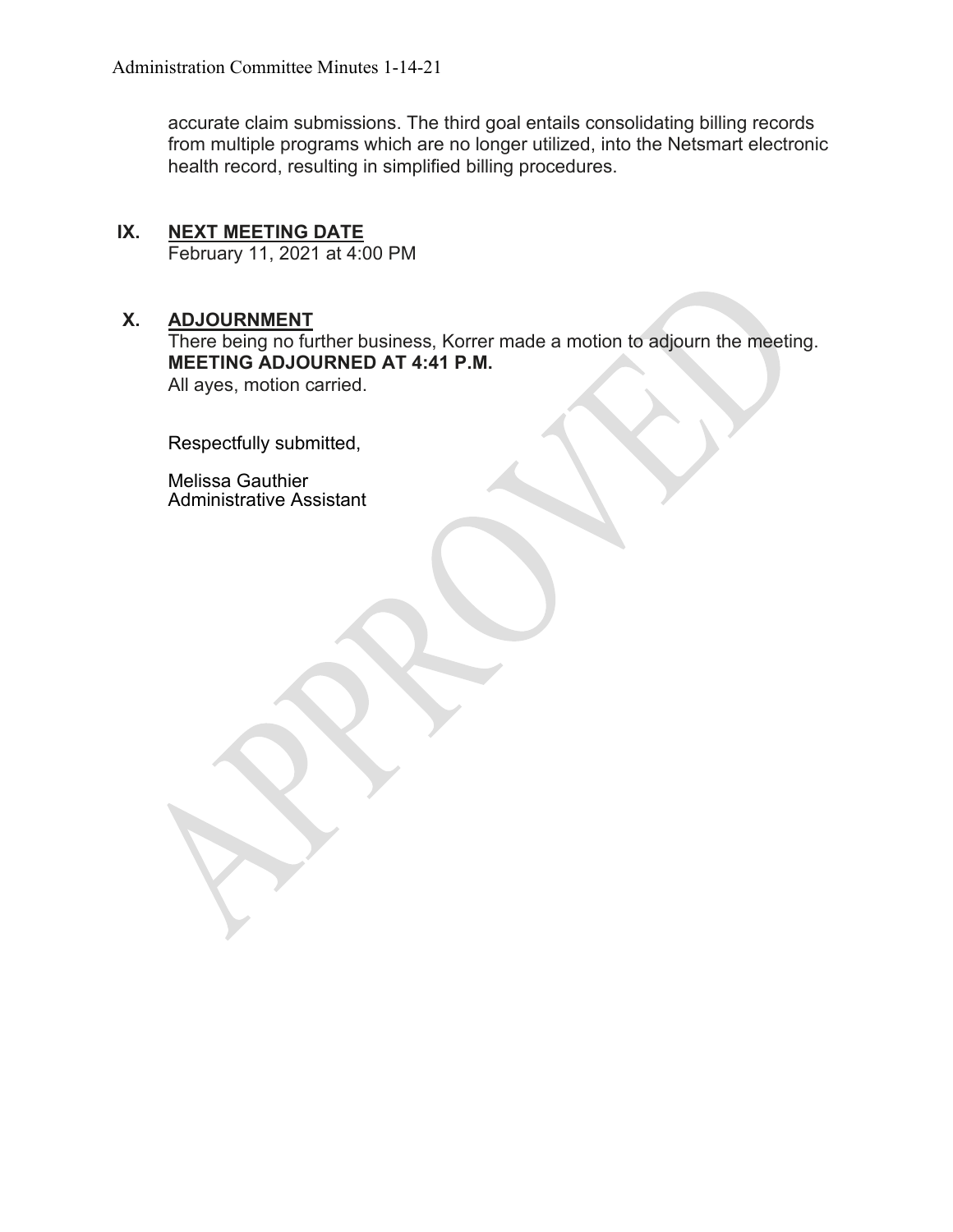accurate claim submissions. The third goal entails consolidating billing records from multiple programs which are no longer utilized, into the Netsmart electronic health record, resulting in simplified billing procedures.

## IX. NEXT MEETING DATE

February 11, 2021 at 4:00 PM

## X. ADJOURNMENT

There being no further business, Korrer made a motion to adjourn the meeting.
**MEETING ADJOURNED AT 4:41 P.M.**
All ayes, motion carried.

Respectfully submitted,

Melissa Gauthier
Administrative Assistant